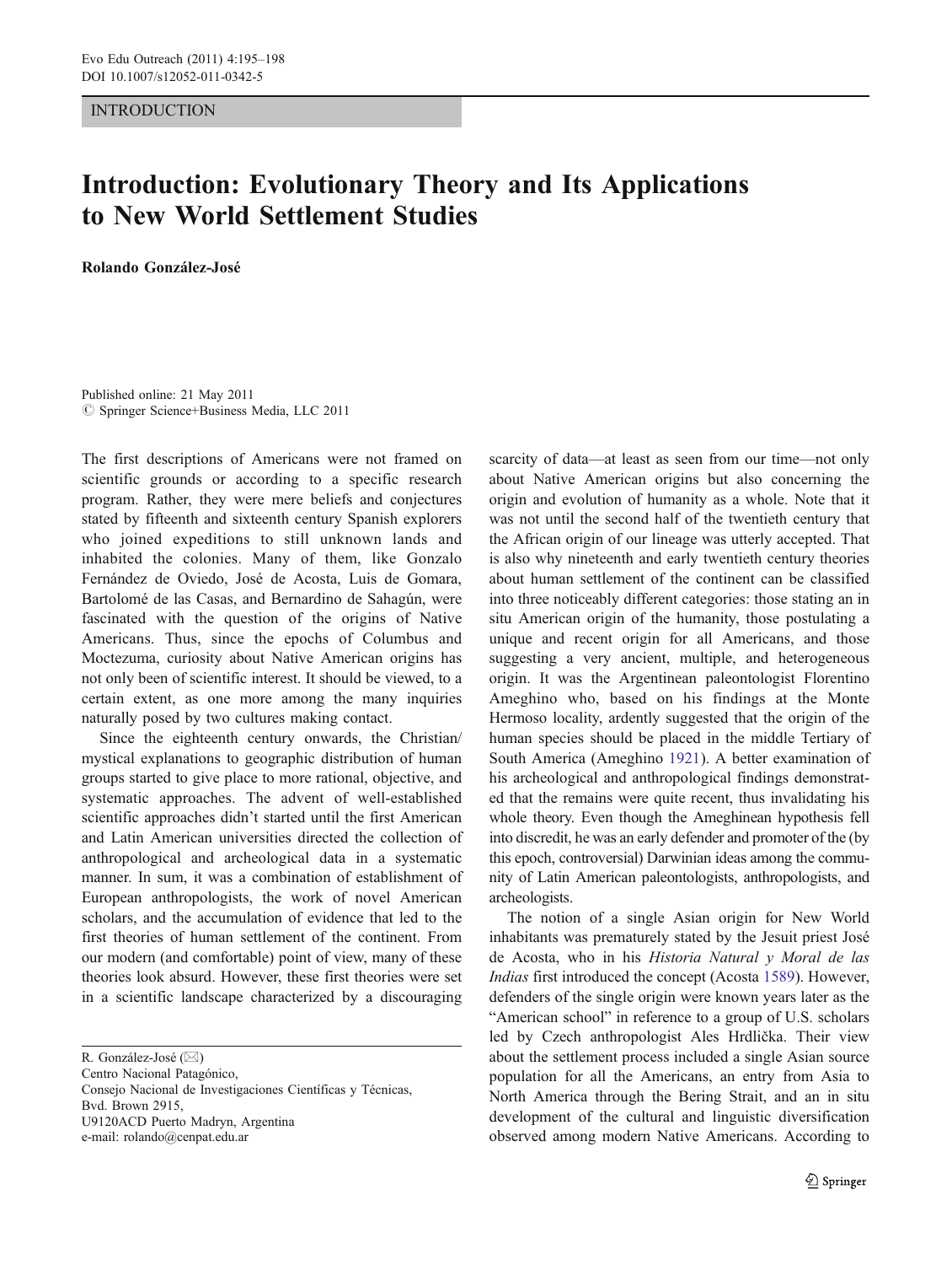INTRODUCTION

# Introduction: Evolutionary Theory and Its Applications to New World Settlement Studies

**Rolando González-José**

Published online: 21 May 2011
© Springer Science+Business Media, LLC 2011

The first descriptions of Americans were not framed on scientific grounds or according to a specific research program. Rather, they were mere beliefs and conjectures stated by fifteenth and sixteenth century Spanish explorers who joined expeditions to still unknown lands and inhabited the colonies. Many of them, like Gonzalo Fernández de Oviedo, José de Acosta, Luis de Gomara, Bartolomé de las Casas, and Bernardino de Sahagún, were fascinated with the question of the origins of Native Americans. Thus, since the epochs of Columbus and Moctezuma, curiosity about Native American origins has not only been of scientific interest. It should be viewed, to a certain extent, as one more among the many inquiries naturally posed by two cultures making contact.

Since the eighteenth century onwards, the Christian/mystical explanations to geographic distribution of human groups started to give place to more rational, objective, and systematic approaches. The advent of well-established scientific approaches didn't started until the first American and Latin American universities directed the collection of anthropological and archeological data in a systematic manner. In sum, it was a combination of establishment of European anthropologists, the work of novel American scholars, and the accumulation of evidence that led to the first theories of human settlement of the continent. From our modern (and comfortable) point of view, many of these theories look absurd. However, these first theories were set in a scientific landscape characterized by a discouraging scarcity of data—at least as seen from our time—not only about Native American origins but also concerning the origin and evolution of humanity as a whole. Note that it was not until the second half of the twentieth century that the African origin of our lineage was utterly accepted. That is also why nineteenth and early twentieth century theories about human settlement of the continent can be classified into three noticeably different categories: those stating an in situ American origin of the humanity, those postulating a unique and recent origin for all Americans, and those suggesting a very ancient, multiple, and heterogeneous origin. It was the Argentinean paleontologist Florentino Ameghino who, based on his findings at the Monte Hermoso locality, ardently suggested that the origin of the human species should be placed in the middle Tertiary of South America (Ameghino 1921). A better examination of his archeological and anthropological findings demonstrated that the remains were quite recent, thus invalidating his whole theory. Even though the Ameghinean hypothesis fell into discredit, he was an early defender and promoter of the (by this epoch, controversial) Darwinian ideas among the community of Latin American paleontologists, anthropologists, and archeologists.

The notion of a single Asian origin for New World inhabitants was prematurely stated by the Jesuit priest José de Acosta, who in his *Historia Natural y Moral de las Indias* first introduced the concept (Acosta 1589). However, defenders of the single origin were known years later as the "American school" in reference to a group of U.S. scholars led by Czech anthropologist Ales Hrdlička. Their view about the settlement process included a single Asian source population for all the Americans, an entry from Asia to North America through the Bering Strait, and an in situ development of the cultural and linguistic diversification observed among modern Native Americans. According to

R. González-José (✉)
Centro Nacional Patagónico,
Consejo Nacional de Investigaciones Científicas y Técnicas,
Bvd. Brown 2915,
U9120ACD Puerto Madryn, Argentina
e-mail: rolando@cenpat.edu.ar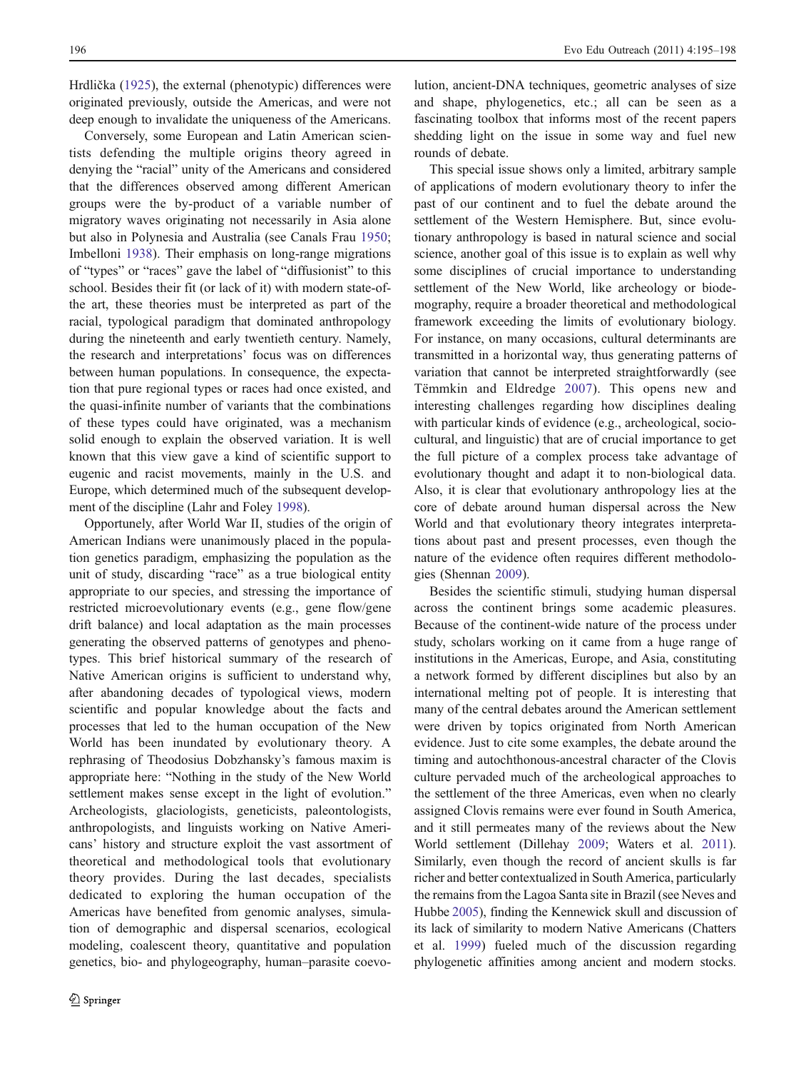Hrdlička (1925), the external (phenotypic) differences were originated previously, outside the Americas, and were not deep enough to invalidate the uniqueness of the Americans.

Conversely, some European and Latin American scientists defending the multiple origins theory agreed in denying the "racial" unity of the Americans and considered that the differences observed among different American groups were the by-product of a variable number of migratory waves originating not necessarily in Asia alone but also in Polynesia and Australia (see Canals Frau 1950; Imbelloni 1938). Their emphasis on long-range migrations of "types" or "races" gave the label of "diffusionist" to this school. Besides their fit (or lack of it) with modern state-of-the art, these theories must be interpreted as part of the racial, typological paradigm that dominated anthropology during the nineteenth and early twentieth century. Namely, the research and interpretations' focus was on differences between human populations. In consequence, the expectation that pure regional types or races had once existed, and the quasi-infinite number of variants that the combinations of these types could have originated, was a mechanism solid enough to explain the observed variation. It is well known that this view gave a kind of scientific support to eugenic and racist movements, mainly in the U.S. and Europe, which determined much of the subsequent development of the discipline (Lahr and Foley 1998).

Opportunely, after World War II, studies of the origin of American Indians were unanimously placed in the population genetics paradigm, emphasizing the population as the unit of study, discarding "race" as a true biological entity appropriate to our species, and stressing the importance of restricted microevolutionary events (e.g., gene flow/gene drift balance) and local adaptation as the main processes generating the observed patterns of genotypes and phenotypes. This brief historical summary of the research of Native American origins is sufficient to understand why, after abandoning decades of typological views, modern scientific and popular knowledge about the facts and processes that led to the human occupation of the New World has been inundated by evolutionary theory. A rephrasing of Theodosius Dobzhansky's famous maxim is appropriate here: "Nothing in the study of the New World settlement makes sense except in the light of evolution." Archeologists, glaciologists, geneticists, paleontologists, anthropologists, and linguists working on Native Americans' history and structure exploit the vast assortment of theoretical and methodological tools that evolutionary theory provides. During the last decades, specialists dedicated to exploring the human occupation of the Americas have benefited from genomic analyses, simulation of demographic and dispersal scenarios, ecological modeling, coalescent theory, quantitative and population genetics, bio- and phylogeography, human–parasite coevolution, ancient-DNA techniques, geometric analyses of size and shape, phylogenetics, etc.; all can be seen as a fascinating toolbox that informs most of the recent papers shedding light on the issue in some way and fuel new rounds of debate.

This special issue shows only a limited, arbitrary sample of applications of modern evolutionary theory to infer the past of our continent and to fuel the debate around the settlement of the Western Hemisphere. But, since evolutionary anthropology is based in natural science and social science, another goal of this issue is to explain as well why some disciplines of crucial importance to understanding settlement of the New World, like archeology or biodemography, require a broader theoretical and methodological framework exceeding the limits of evolutionary biology. For instance, on many occasions, cultural determinants are transmitted in a horizontal way, thus generating patterns of variation that cannot be interpreted straightforwardly (see Tëmmkin and Eldredge 2007). This opens new and interesting challenges regarding how disciplines dealing with particular kinds of evidence (e.g., archeological, sociocultural, and linguistic) that are of crucial importance to get the full picture of a complex process take advantage of evolutionary thought and adapt it to non-biological data. Also, it is clear that evolutionary anthropology lies at the core of debate around human dispersal across the New World and that evolutionary theory integrates interpretations about past and present processes, even though the nature of the evidence often requires different methodologies (Shennan 2009).

Besides the scientific stimuli, studying human dispersal across the continent brings some academic pleasures. Because of the continent-wide nature of the process under study, scholars working on it came from a huge range of institutions in the Americas, Europe, and Asia, constituting a network formed by different disciplines but also by an international melting pot of people. It is interesting that many of the central debates around the American settlement were driven by topics originated from North American evidence. Just to cite some examples, the debate around the timing and autochthonous-ancestral character of the Clovis culture pervaded much of the archeological approaches to the settlement of the three Americas, even when no clearly assigned Clovis remains were ever found in South America, and it still permeates many of the reviews about the New World settlement (Dillehay 2009; Waters et al. 2011). Similarly, even though the record of ancient skulls is far richer and better contextualized in South America, particularly the remains from the Lagoa Santa site in Brazil (see Neves and Hubbe 2005), finding the Kennewick skull and discussion of its lack of similarity to modern Native Americans (Chatters et al. 1999) fueled much of the discussion regarding phylogenetic affinities among ancient and modern stocks.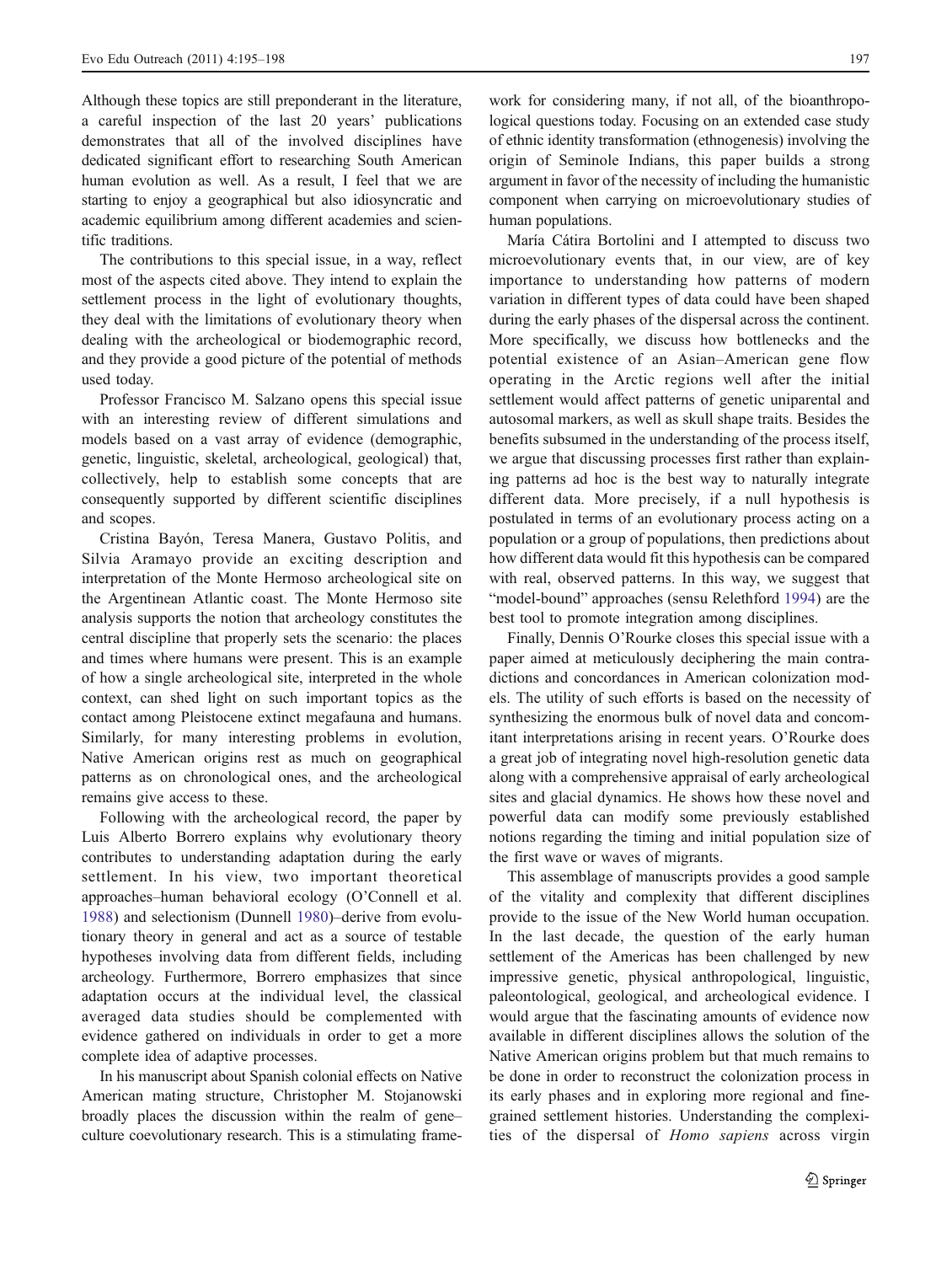Although these topics are still preponderant in the literature, a careful inspection of the last 20 years' publications demonstrates that all of the involved disciplines have dedicated significant effort to researching South American human evolution as well. As a result, I feel that we are starting to enjoy a geographical but also idiosyncratic and academic equilibrium among different academies and scientific traditions.

The contributions to this special issue, in a way, reflect most of the aspects cited above. They intend to explain the settlement process in the light of evolutionary thoughts, they deal with the limitations of evolutionary theory when dealing with the archeological or biodemographic record, and they provide a good picture of the potential of methods used today.

Professor Francisco M. Salzano opens this special issue with an interesting review of different simulations and models based on a vast array of evidence (demographic, genetic, linguistic, skeletal, archeological, geological) that, collectively, help to establish some concepts that are consequently supported by different scientific disciplines and scopes.

Cristina Bayón, Teresa Manera, Gustavo Politis, and Silvia Aramayo provide an exciting description and interpretation of the Monte Hermoso archeological site on the Argentinean Atlantic coast. The Monte Hermoso site analysis supports the notion that archeology constitutes the central discipline that properly sets the scenario: the places and times where humans were present. This is an example of how a single archeological site, interpreted in the whole context, can shed light on such important topics as the contact among Pleistocene extinct megafauna and humans. Similarly, for many interesting problems in evolution, Native American origins rest as much on geographical patterns as on chronological ones, and the archeological remains give access to these.

Following with the archeological record, the paper by Luis Alberto Borrero explains why evolutionary theory contributes to understanding adaptation during the early settlement. In his view, two important theoretical approaches–human behavioral ecology (O'Connell et al. 1988) and selectionism (Dunnell 1980)–derive from evolutionary theory in general and act as a source of testable hypotheses involving data from different fields, including archeology. Furthermore, Borrero emphasizes that since adaptation occurs at the individual level, the classical averaged data studies should be complemented with evidence gathered on individuals in order to get a more complete idea of adaptive processes.

In his manuscript about Spanish colonial effects on Native American mating structure, Christopher M. Stojanowski broadly places the discussion within the realm of gene–culture coevolutionary research. This is a stimulating framework for considering many, if not all, of the bioanthropological questions today. Focusing on an extended case study of ethnic identity transformation (ethnogenesis) involving the origin of Seminole Indians, this paper builds a strong argument in favor of the necessity of including the humanistic component when carrying on microevolutionary studies of human populations.

María Cátira Bortolini and I attempted to discuss two microevolutionary events that, in our view, are of key importance to understanding how patterns of modern variation in different types of data could have been shaped during the early phases of the dispersal across the continent. More specifically, we discuss how bottlenecks and the potential existence of an Asian–American gene flow operating in the Arctic regions well after the initial settlement would affect patterns of genetic uniparental and autosomal markers, as well as skull shape traits. Besides the benefits subsumed in the understanding of the process itself, we argue that discussing processes first rather than explaining patterns ad hoc is the best way to naturally integrate different data. More precisely, if a null hypothesis is postulated in terms of an evolutionary process acting on a population or a group of populations, then predictions about how different data would fit this hypothesis can be compared with real, observed patterns. In this way, we suggest that "model-bound" approaches (sensu Relethford 1994) are the best tool to promote integration among disciplines.

Finally, Dennis O'Rourke closes this special issue with a paper aimed at meticulously deciphering the main contradictions and concordances in American colonization models. The utility of such efforts is based on the necessity of synthesizing the enormous bulk of novel data and concomitant interpretations arising in recent years. O'Rourke does a great job of integrating novel high-resolution genetic data along with a comprehensive appraisal of early archeological sites and glacial dynamics. He shows how these novel and powerful data can modify some previously established notions regarding the timing and initial population size of the first wave or waves of migrants.

This assemblage of manuscripts provides a good sample of the vitality and complexity that different disciplines provide to the issue of the New World human occupation. In the last decade, the question of the early human settlement of the Americas has been challenged by new impressive genetic, physical anthropological, linguistic, paleontological, geological, and archeological evidence. I would argue that the fascinating amounts of evidence now available in different disciplines allows the solution of the Native American origins problem but that much remains to be done in order to reconstruct the colonization process in its early phases and in exploring more regional and fine-grained settlement histories. Understanding the complexities of the dispersal of *Homo sapiens* across virgin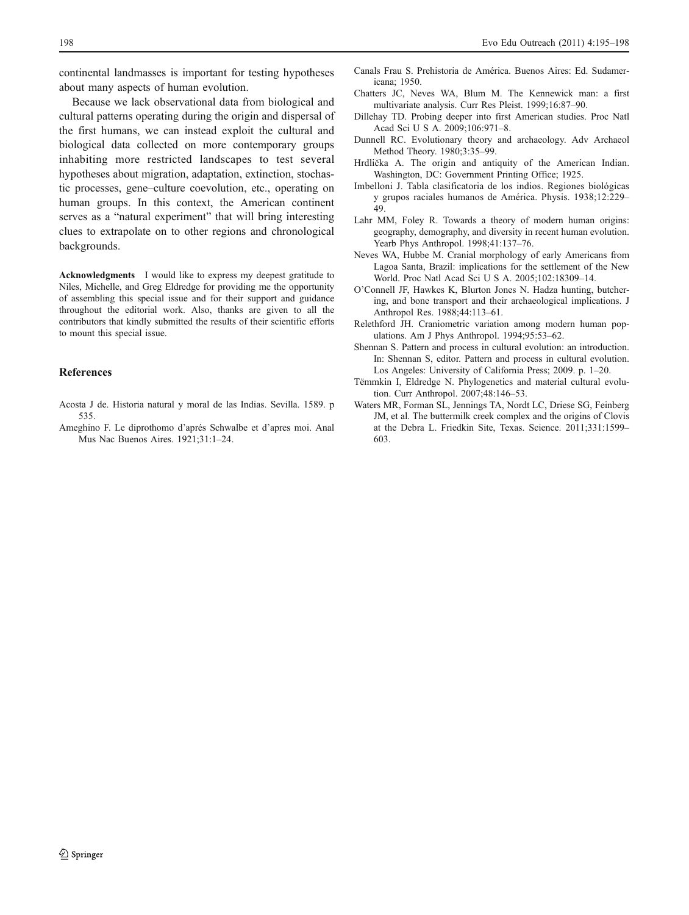continental landmasses is important for testing hypotheses about many aspects of human evolution.

Because we lack observational data from biological and cultural patterns operating during the origin and dispersal of the first humans, we can instead exploit the cultural and biological data collected on more contemporary groups inhabiting more restricted landscapes to test several hypotheses about migration, adaptation, extinction, stochastic processes, gene–culture coevolution, etc., operating on human groups. In this context, the American continent serves as a “natural experiment” that will bring interesting clues to extrapolate on to other regions and chronological backgrounds.

**Acknowledgments** I would like to express my deepest gratitude to Niles, Michelle, and Greg Eldredge for providing me the opportunity of assembling this special issue and for their support and guidance throughout the editorial work. Also, thanks are given to all the contributors that kindly submitted the results of their scientific efforts to mount this special issue.

## References

Acosta J de. Historia natural y moral de las Indias. Sevilla. 1589. p 535.

Ameghino F. Le diprothomo d’aprés Schwalbe et d’apres moi. Anal Mus Nac Buenos Aires. 1921;31:1–24.

Canals Frau S. Prehistoria de América. Buenos Aires: Ed. Sudamericana; 1950.

Chatters JC, Neves WA, Blum M. The Kennewick man: a first multivariate analysis. Curr Res Pleist. 1999;16:87–90.

Dillehay TD. Probing deeper into first American studies. Proc Natl Acad Sci U S A. 2009;106:971–8.

Dunnell RC. Evolutionary theory and archaeology. Adv Archaeol Method Theory. 1980;3:35–99.

Hrdlička A. The origin and antiquity of the American Indian. Washington, DC: Government Printing Office; 1925.

Imbelloni J. Tabla clasificatoria de los indios. Regiones biológicas y grupos raciales humanos de América. Physis. 1938;12:229–49.

Lahr MM, Foley R. Towards a theory of modern human origins: geography, demography, and diversity in recent human evolution. Yearb Phys Anthropol. 1998;41:137–76.

Neves WA, Hubbe M. Cranial morphology of early Americans from Lagoa Santa, Brazil: implications for the settlement of the New World. Proc Natl Acad Sci U S A. 2005;102:18309–14.

O’Connell JF, Hawkes K, Blurton Jones N. Hadza hunting, butchering, and bone transport and their archaeological implications. J Anthropol Res. 1988;44:113–61.

Relethford JH. Craniometric variation among modern human populations. Am J Phys Anthropol. 1994;95:53–62.

Shennan S. Pattern and process in cultural evolution: an introduction. In: Shennan S, editor. Pattern and process in cultural evolution. Los Angeles: University of California Press; 2009. p. 1–20.

Tëmmkin I, Eldredge N. Phylogenetics and material cultural evolution. Curr Anthropol. 2007;48:146–53.

Waters MR, Forman SL, Jennings TA, Nordt LC, Driese SG, Feinberg JM, et al. The buttermilk creek complex and the origins of Clovis at the Debra L. Friedkin Site, Texas. Science. 2011;331:1599–603.